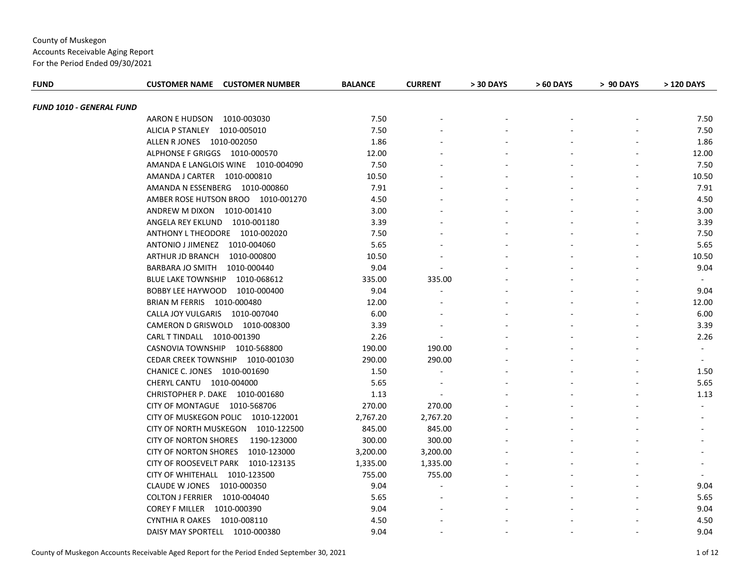County of Muskegon
Accounts Receivable Aging Report
For the Period Ended 09/30/2021

| FUND | CUSTOMER NAME CUSTOMER NUMBER | BALANCE | CURRENT | > 30 DAYS | > 60 DAYS | > 90 DAYS | > 120 DAYS |
|---|---|---|---|---|---|---|---|
| ***FUND 1010 - GENERAL FUND*** | | | | | | | |
| | AARON E HUDSON 1010-003030 | 7.50 | - | - | - | - | 7.50 |
| | ALICIA P STANLEY 1010-005010 | 7.50 | - | - | - | - | 7.50 |
| | ALLEN R JONES 1010-002050 | 1.86 | - | - | - | - | 1.86 |
| | ALPHONSE F GRIGGS 1010-000570 | 12.00 | - | - | - | - | 12.00 |
| | AMANDA E LANGLOIS WINE 1010-004090 | 7.50 | - | - | - | - | 7.50 |
| | AMANDA J CARTER 1010-000810 | 10.50 | - | - | - | - | 10.50 |
| | AMANDA N ESSENBERG 1010-000860 | 7.91 | - | - | - | - | 7.91 |
| | AMBER ROSE HUTSON BROO 1010-001270 | 4.50 | - | - | - | - | 4.50 |
| | ANDREW M DIXON 1010-001410 | 3.00 | - | - | - | - | 3.00 |
| | ANGELA REY EKLUND 1010-001180 | 3.39 | - | - | - | - | 3.39 |
| | ANTHONY L THEODORE 1010-002020 | 7.50 | - | - | - | - | 7.50 |
| | ANTONIO J JIMENEZ 1010-004060 | 5.65 | - | - | - | - | 5.65 |
| | ARTHUR JD BRANCH 1010-000800 | 10.50 | - | - | - | - | 10.50 |
| | BARBARA JO SMITH 1010-000440 | 9.04 | - | - | - | - | 9.04 |
| | BLUE LAKE TOWNSHIP 1010-068612 | 335.00 | 335.00 | - | - | - | - |
| | BOBBY LEE HAYWOOD 1010-000400 | 9.04 | - | - | - | - | 9.04 |
| | BRIAN M FERRIS 1010-000480 | 12.00 | - | - | - | - | 12.00 |
| | CALLA JOY VULGARIS 1010-007040 | 6.00 | - | - | - | - | 6.00 |
| | CAMERON D GRISWOLD 1010-008300 | 3.39 | - | - | - | - | 3.39 |
| | CARL T TINDALL 1010-001390 | 2.26 | - | - | - | - | 2.26 |
| | CASNOVIA TOWNSHIP 1010-568800 | 190.00 | 190.00 | - | - | - | - |
| | CEDAR CREEK TOWNSHIP 1010-001030 | 290.00 | 290.00 | - | - | - | - |
| | CHANICE C. JONES 1010-001690 | 1.50 | - | - | - | - | 1.50 |
| | CHERYL CANTU 1010-004000 | 5.65 | - | - | - | - | 5.65 |
| | CHRISTOPHER P. DAKE 1010-001680 | 1.13 | - | - | - | - | 1.13 |
| | CITY OF MONTAGUE 1010-568706 | 270.00 | 270.00 | - | - | - | - |
| | CITY OF MUSKEGON POLIC 1010-122001 | 2,767.20 | 2,767.20 | - | - | - | - |
| | CITY OF NORTH MUSKEGON 1010-122500 | 845.00 | 845.00 | - | - | - | - |
| | CITY OF NORTON SHORES 1190-123000 | 300.00 | 300.00 | - | - | - | - |
| | CITY OF NORTON SHORES 1010-123000 | 3,200.00 | 3,200.00 | - | - | - | - |
| | CITY OF ROOSEVELT PARK 1010-123135 | 1,335.00 | 1,335.00 | - | - | - | - |
| | CITY OF WHITEHALL 1010-123500 | 755.00 | 755.00 | - | - | - | - |
| | CLAUDE W JONES 1010-000350 | 9.04 | - | - | - | - | 9.04 |
| | COLTON J FERRIER 1010-004040 | 5.65 | - | - | - | - | 5.65 |
| | COREY F MILLER 1010-000390 | 9.04 | - | - | - | - | 9.04 |
| | CYNTHIA R OAKES 1010-008110 | 4.50 | - | - | - | - | 4.50 |
| | DAISY MAY SPORTELL 1010-000380 | 9.04 | - | - | - | - | 9.04 |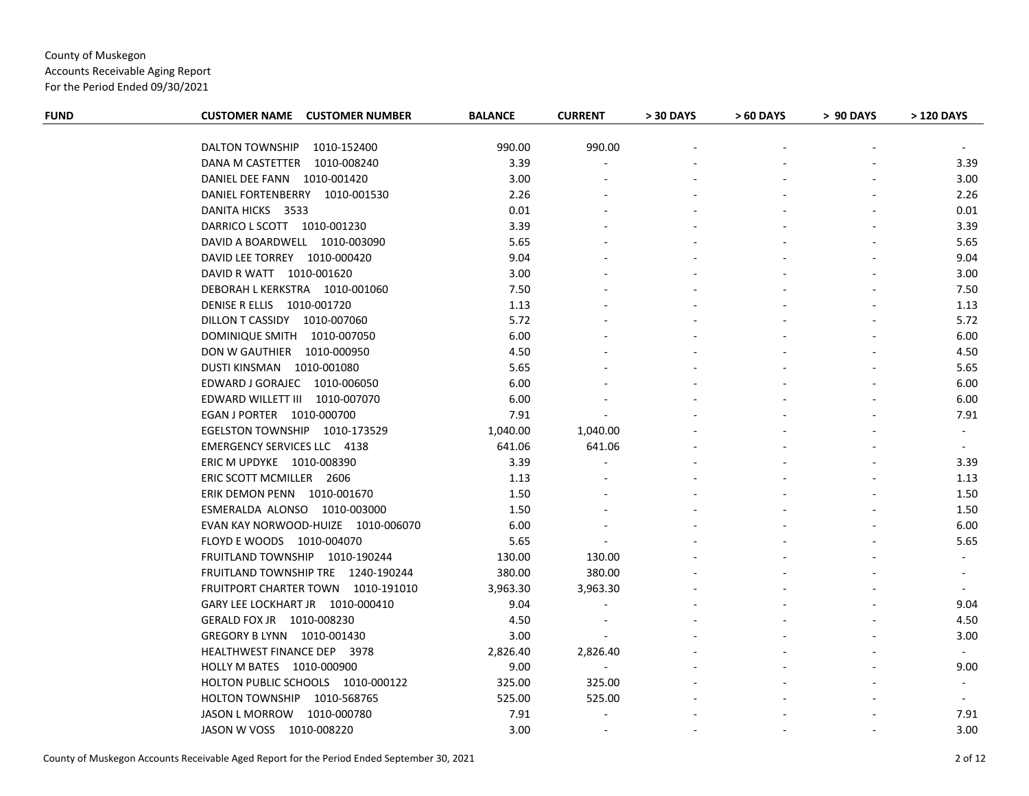County of Muskegon
Accounts Receivable Aging Report
For the Period Ended 09/30/2021

| FUND | CUSTOMER NAME CUSTOMER NUMBER | BALANCE | CURRENT | > 30 DAYS | > 60 DAYS | > 90 DAYS | > 120 DAYS |
|---|---|---|---|---|---|---|---|
| | DALTON TOWNSHIP 1010-152400 | 990.00 | 990.00 | - | - | - | - |
| | DANA M CASTETTER 1010-008240 | 3.39 | - | - | - | - | 3.39 |
| | DANIEL DEE FANN 1010-001420 | 3.00 | - | - | - | - | 3.00 |
| | DANIEL FORTENBERRY 1010-001530 | 2.26 | - | - | - | - | 2.26 |
| | DANITA HICKS 3533 | 0.01 | - | - | - | - | 0.01 |
| | DARRICO L SCOTT 1010-001230 | 3.39 | - | - | - | - | 3.39 |
| | DAVID A BOARDWELL 1010-003090 | 5.65 | - | - | - | - | 5.65 |
| | DAVID LEE TORREY 1010-000420 | 9.04 | - | - | - | - | 9.04 |
| | DAVID R WATT 1010-001620 | 3.00 | - | - | - | - | 3.00 |
| | DEBORAH L KERKSTRA 1010-001060 | 7.50 | - | - | - | - | 7.50 |
| | DENISE R ELLIS 1010-001720 | 1.13 | - | - | - | - | 1.13 |
| | DILLON T CASSIDY 1010-007060 | 5.72 | - | - | - | - | 5.72 |
| | DOMINIQUE SMITH 1010-007050 | 6.00 | - | - | - | - | 6.00 |
| | DON W GAUTHIER 1010-000950 | 4.50 | - | - | - | - | 4.50 |
| | DUSTI KINSMAN 1010-001080 | 5.65 | - | - | - | - | 5.65 |
| | EDWARD J GORAJEC 1010-006050 | 6.00 | - | - | - | - | 6.00 |
| | EDWARD WILLETT III 1010-007070 | 6.00 | - | - | - | - | 6.00 |
| | EGAN J PORTER 1010-000700 | 7.91 | - | - | - | - | 7.91 |
| | EGELSTON TOWNSHIP 1010-173529 | 1,040.00 | 1,040.00 | - | - | - | - |
| | EMERGENCY SERVICES LLC 4138 | 641.06 | 641.06 | - | - | - | - |
| | ERIC M UPDYKE 1010-008390 | 3.39 | - | - | - | - | 3.39 |
| | ERIC SCOTT MCMILLER 2606 | 1.13 | - | - | - | - | 1.13 |
| | ERIK DEMON PENN 1010-001670 | 1.50 | - | - | - | - | 1.50 |
| | ESMERALDA ALONSO 1010-003000 | 1.50 | - | - | - | - | 1.50 |
| | EVAN KAY NORWOOD-HUIZE 1010-006070 | 6.00 | - | - | - | - | 6.00 |
| | FLOYD E WOODS 1010-004070 | 5.65 | - | - | - | - | 5.65 |
| | FRUITLAND TOWNSHIP 1010-190244 | 130.00 | 130.00 | - | - | - | - |
| | FRUITLAND TOWNSHIP TRE 1240-190244 | 380.00 | 380.00 | - | - | - | - |
| | FRUITPORT CHARTER TOWN 1010-191010 | 3,963.30 | 3,963.30 | - | - | - | - |
| | GARY LEE LOCKHART JR 1010-000410 | 9.04 | - | - | - | - | 9.04 |
| | GERALD FOX JR 1010-008230 | 4.50 | - | - | - | - | 4.50 |
| | GREGORY B LYNN 1010-001430 | 3.00 | - | - | - | - | 3.00 |
| | HEALTHWEST FINANCE DEP 3978 | 2,826.40 | 2,826.40 | - | - | - | - |
| | HOLLY M BATES 1010-000900 | 9.00 | - | - | - | - | 9.00 |
| | HOLTON PUBLIC SCHOOLS 1010-000122 | 325.00 | 325.00 | - | - | - | - |
| | HOLTON TOWNSHIP 1010-568765 | 525.00 | 525.00 | - | - | - | - |
| | JASON L MORROW 1010-000780 | 7.91 | - | - | - | - | 7.91 |
| | JASON W VOSS 1010-008220 | 3.00 | - | - | - | - | 3.00 |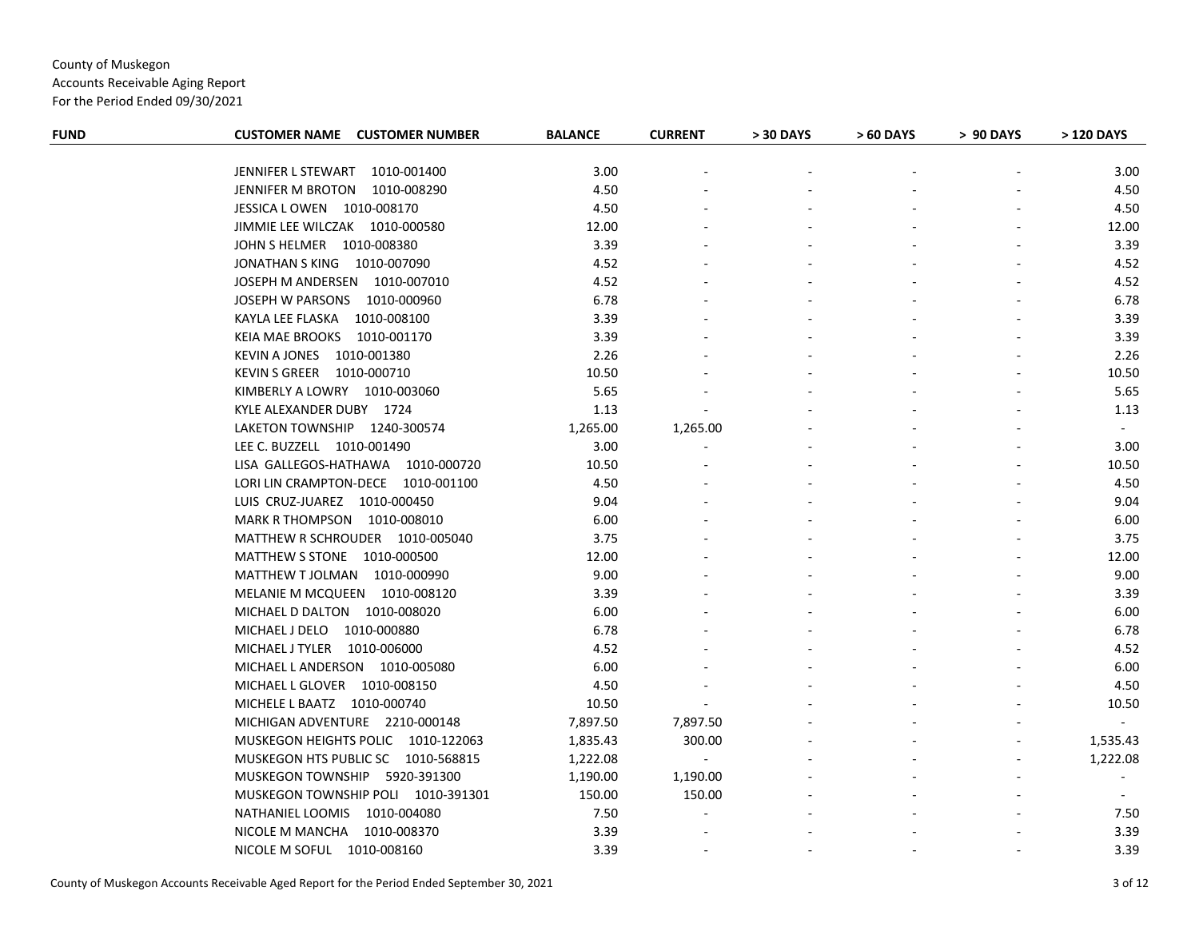County of Muskegon
Accounts Receivable Aging Report
For the Period Ended 09/30/2021

| FUND | CUSTOMER NAME CUSTOMER NUMBER | BALANCE | CURRENT | > 30 DAYS | > 60 DAYS | > 90 DAYS | > 120 DAYS |
|---|---|---|---|---|---|---|---|
| | JENNIFER L STEWART 1010-001400 | 3.00 | - | - | - | - | 3.00 |
| | JENNIFER M BROTON 1010-008290 | 4.50 | - | - | - | - | 4.50 |
| | JESSICA L OWEN 1010-008170 | 4.50 | - | - | - | - | 4.50 |
| | JIMMIE LEE WILCZAK 1010-000580 | 12.00 | - | - | - | - | 12.00 |
| | JOHN S HELMER 1010-008380 | 3.39 | - | - | - | - | 3.39 |
| | JONATHAN S KING 1010-007090 | 4.52 | - | - | - | - | 4.52 |
| | JOSEPH M ANDERSEN 1010-007010 | 4.52 | - | - | - | - | 4.52 |
| | JOSEPH W PARSONS 1010-000960 | 6.78 | - | - | - | - | 6.78 |
| | KAYLA LEE FLASKA 1010-008100 | 3.39 | - | - | - | - | 3.39 |
| | KEIA MAE BROOKS 1010-001170 | 3.39 | - | - | - | - | 3.39 |
| | KEVIN A JONES 1010-001380 | 2.26 | - | - | - | - | 2.26 |
| | KEVIN S GREER 1010-000710 | 10.50 | - | - | - | - | 10.50 |
| | KIMBERLY A LOWRY 1010-003060 | 5.65 | - | - | - | - | 5.65 |
| | KYLE ALEXANDER DUBY 1724 | 1.13 | - | - | - | - | 1.13 |
| | LAKETON TOWNSHIP 1240-300574 | 1,265.00 | 1,265.00 | - | - | - | - |
| | LEE C. BUZZELL 1010-001490 | 3.00 | - | - | - | - | 3.00 |
| | LISA GALLEGOS-HATHAWA 1010-000720 | 10.50 | - | - | - | - | 10.50 |
| | LORI LIN CRAMPTON-DECE 1010-001100 | 4.50 | - | - | - | - | 4.50 |
| | LUIS CRUZ-JUAREZ 1010-000450 | 9.04 | - | - | - | - | 9.04 |
| | MARK R THOMPSON 1010-008010 | 6.00 | - | - | - | - | 6.00 |
| | MATTHEW R SCHROUDER 1010-005040 | 3.75 | - | - | - | - | 3.75 |
| | MATTHEW S STONE 1010-000500 | 12.00 | - | - | - | - | 12.00 |
| | MATTHEW T JOLMAN 1010-000990 | 9.00 | - | - | - | - | 9.00 |
| | MELANIE M MCQUEEN 1010-008120 | 3.39 | - | - | - | - | 3.39 |
| | MICHAEL D DALTON 1010-008020 | 6.00 | - | - | - | - | 6.00 |
| | MICHAEL J DELO 1010-000880 | 6.78 | - | - | - | - | 6.78 |
| | MICHAEL J TYLER 1010-006000 | 4.52 | - | - | - | - | 4.52 |
| | MICHAEL L ANDERSON 1010-005080 | 6.00 | - | - | - | - | 6.00 |
| | MICHAEL L GLOVER 1010-008150 | 4.50 | - | - | - | - | 4.50 |
| | MICHELE L BAATZ 1010-000740 | 10.50 | - | - | - | - | 10.50 |
| | MICHIGAN ADVENTURE 2210-000148 | 7,897.50 | 7,897.50 | - | - | - | - |
| | MUSKEGON HEIGHTS POLIC 1010-122063 | 1,835.43 | 300.00 | - | - | - | 1,535.43 |
| | MUSKEGON HTS PUBLIC SC 1010-568815 | 1,222.08 | - | - | - | - | 1,222.08 |
| | MUSKEGON TOWNSHIP 5920-391300 | 1,190.00 | 1,190.00 | - | - | - | - |
| | MUSKEGON TOWNSHIP POLI 1010-391301 | 150.00 | 150.00 | - | - | - | - |
| | NATHANIEL LOOMIS 1010-004080 | 7.50 | - | - | - | - | 7.50 |
| | NICOLE M MANCHA 1010-008370 | 3.39 | - | - | - | - | 3.39 |
| | NICOLE M SOFUL 1010-008160 | 3.39 | - | - | - | - | 3.39 |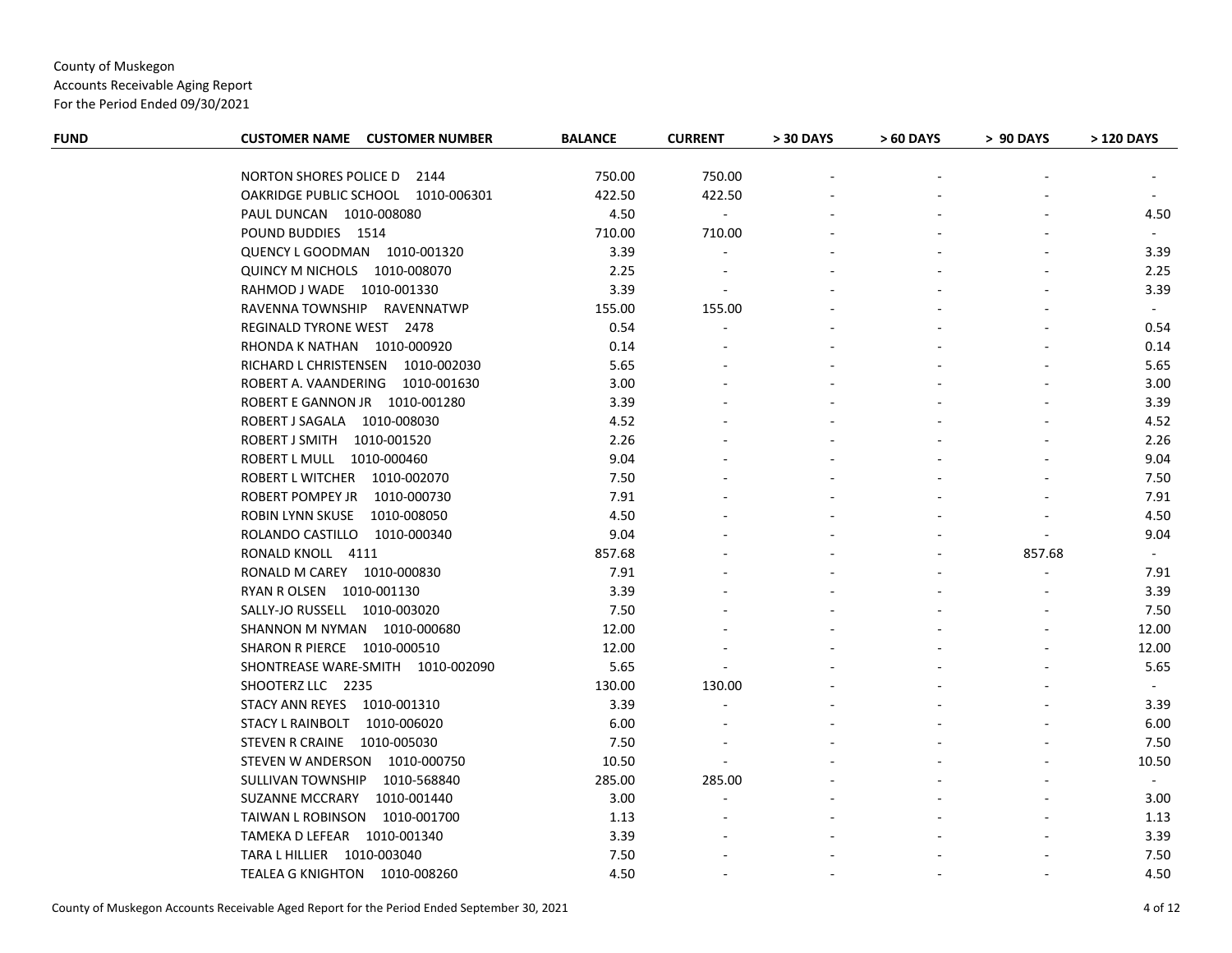County of Muskegon
Accounts Receivable Aging Report
For the Period Ended 09/30/2021

| FUND | CUSTOMER NAME CUSTOMER NUMBER | BALANCE | CURRENT | > 30 DAYS | > 60 DAYS | > 90 DAYS | > 120 DAYS |
|---|---|---|---|---|---|---|---|
| | NORTON SHORES POLICE D 2144 | 750.00 | 750.00 | - | - | - | - |
| | OAKRIDGE PUBLIC SCHOOL 1010-006301 | 422.50 | 422.50 | - | - | - | - |
| | PAUL DUNCAN 1010-008080 | 4.50 | - | - | - | - | 4.50 |
| | POUND BUDDIES 1514 | 710.00 | 710.00 | - | - | - | - |
| | QUENCY L GOODMAN 1010-001320 | 3.39 | - | - | - | - | 3.39 |
| | QUINCY M NICHOLS 1010-008070 | 2.25 | - | - | - | - | 2.25 |
| | RAHMOD J WADE 1010-001330 | 3.39 | - | - | - | - | 3.39 |
| | RAVENNA TOWNSHIP RAVENNATWP | 155.00 | 155.00 | - | - | - | - |
| | REGINALD TYRONE WEST 2478 | 0.54 | - | - | - | - | 0.54 |
| | RHONDA K NATHAN 1010-000920 | 0.14 | - | - | - | - | 0.14 |
| | RICHARD L CHRISTENSEN 1010-002030 | 5.65 | - | - | - | - | 5.65 |
| | ROBERT A. VAANDERING 1010-001630 | 3.00 | - | - | - | - | 3.00 |
| | ROBERT E GANNON JR 1010-001280 | 3.39 | - | - | - | - | 3.39 |
| | ROBERT J SAGALA 1010-008030 | 4.52 | - | - | - | - | 4.52 |
| | ROBERT J SMITH 1010-001520 | 2.26 | - | - | - | - | 2.26 |
| | ROBERT L MULL 1010-000460 | 9.04 | - | - | - | - | 9.04 |
| | ROBERT L WITCHER 1010-002070 | 7.50 | - | - | - | - | 7.50 |
| | ROBERT POMPEY JR 1010-000730 | 7.91 | - | - | - | - | 7.91 |
| | ROBIN LYNN SKUSE 1010-008050 | 4.50 | - | - | - | - | 4.50 |
| | ROLANDO CASTILLO 1010-000340 | 9.04 | - | - | - | - | 9.04 |
| | RONALD KNOLL 4111 | 857.68 | - | - | - | 857.68 | - |
| | RONALD M CAREY 1010-000830 | 7.91 | - | - | - | - | 7.91 |
| | RYAN R OLSEN 1010-001130 | 3.39 | - | - | - | - | 3.39 |
| | SALLY-JO RUSSELL 1010-003020 | 7.50 | - | - | - | - | 7.50 |
| | SHANNON M NYMAN 1010-000680 | 12.00 | - | - | - | - | 12.00 |
| | SHARON R PIERCE 1010-000510 | 12.00 | - | - | - | - | 12.00 |
| | SHONTREASE WARE-SMITH 1010-002090 | 5.65 | - | - | - | - | 5.65 |
| | SHOOTERZ LLC 2235 | 130.00 | 130.00 | - | - | - | - |
| | STACY ANN REYES 1010-001310 | 3.39 | - | - | - | - | 3.39 |
| | STACY L RAINBOLT 1010-006020 | 6.00 | - | - | - | - | 6.00 |
| | STEVEN R CRAINE 1010-005030 | 7.50 | - | - | - | - | 7.50 |
| | STEVEN W ANDERSON 1010-000750 | 10.50 | - | - | - | - | 10.50 |
| | SULLIVAN TOWNSHIP 1010-568840 | 285.00 | 285.00 | - | - | - | - |
| | SUZANNE MCCRARY 1010-001440 | 3.00 | - | - | - | - | 3.00 |
| | TAIWAN L ROBINSON 1010-001700 | 1.13 | - | - | - | - | 1.13 |
| | TAMEKA D LEFEAR 1010-001340 | 3.39 | - | - | - | - | 3.39 |
| | TARA L HILLIER 1010-003040 | 7.50 | - | - | - | - | 7.50 |
| | TEALEA G KNIGHTON 1010-008260 | 4.50 | - | - | - | - | 4.50 |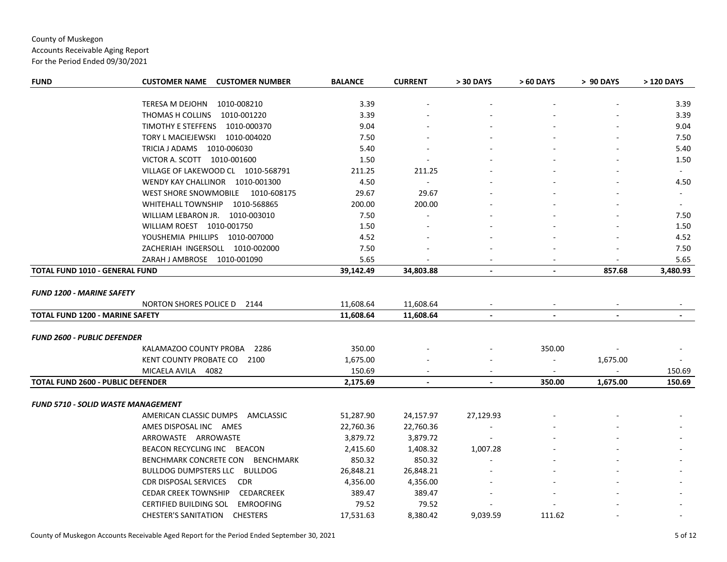County of Muskegon
Accounts Receivable Aging Report
For the Period Ended 09/30/2021

| FUND | CUSTOMER NAME CUSTOMER NUMBER | BALANCE | CURRENT | > 30 DAYS | > 60 DAYS | > 90 DAYS | > 120 DAYS |
|---|---|---|---|---|---|---|---|
| | TERESA M DEJOHN 1010-008210 | 3.39 | - | - | - | - | 3.39 |
| | THOMAS H COLLINS 1010-001220 | 3.39 | - | - | - | - | 3.39 |
| | TIMOTHY E STEFFENS 1010-000370 | 9.04 | - | - | - | - | 9.04 |
| | TORY L MACIEJEWSKI 1010-004020 | 7.50 | - | - | - | - | 7.50 |
| | TRICIA J ADAMS 1010-006030 | 5.40 | - | - | - | - | 5.40 |
| | VICTOR A. SCOTT 1010-001600 | 1.50 | - | - | - | - | 1.50 |
| | VILLAGE OF LAKEWOOD CL 1010-568791 | 211.25 | 211.25 | - | - | - | - |
| | WENDY KAY CHALLINOR 1010-001300 | 4.50 | - | - | - | - | 4.50 |
| | WEST SHORE SNOWMOBILE 1010-608175 | 29.67 | 29.67 | - | - | - | - |
| | WHITEHALL TOWNSHIP 1010-568865 | 200.00 | 200.00 | - | - | - | - |
| | WILLIAM LEBARON JR. 1010-003010 | 7.50 | - | - | - | - | 7.50 |
| | WILLIAM ROEST 1010-001750 | 1.50 | - | - | - | - | 1.50 |
| | YOUSHEMIA PHILLIPS 1010-007000 | 4.52 | - | - | - | - | 4.52 |
| | ZACHERIAH INGERSOLL 1010-002000 | 7.50 | - | - | - | - | 7.50 |
| | ZARAH J AMBROSE 1010-001090 | 5.65 | - | - | - | - | 5.65 |
| **TOTAL FUND 1010 - GENERAL FUND** | | **39,142.49** | **34,803.88** | **-** | **-** | **857.68** | **3,480.93** |
| ***FUND 1200 - MARINE SAFETY*** | | | | | | | |
| | NORTON SHORES POLICE D 2144 | 11,608.64 | 11,608.64 | - | - | - | - |
| **TOTAL FUND 1200 - MARINE SAFETY** | | **11,608.64** | **11,608.64** | **-** | **-** | **-** | **-** |
| ***FUND 2600 - PUBLIC DEFENDER*** | | | | | | | |
| | KALAMAZOO COUNTY PROBA 2286 | 350.00 | - | - | 350.00 | - | - |
| | KENT COUNTY PROBATE CO 2100 | 1,675.00 | - | - | - | 1,675.00 | - |
| | MICAELA AVILA 4082 | 150.69 | - | - | - | - | 150.69 |
| **TOTAL FUND 2600 - PUBLIC DEFENDER** | | **2,175.69** | **-** | **-** | **350.00** | **1,675.00** | **150.69** |
| ***FUND 5710 - SOLID WASTE MANAGEMENT*** | | | | | | | |
| | AMERICAN CLASSIC DUMPS AMCLASSIC | 51,287.90 | 24,157.97 | 27,129.93 | - | - | - |
| | AMES DISPOSAL INC AMES | 22,760.36 | 22,760.36 | - | - | - | - |
| | ARROWASTE ARROWASTE | 3,879.72 | 3,879.72 | - | - | - | - |
| | BEACON RECYCLING INC BEACON | 2,415.60 | 1,408.32 | 1,007.28 | - | - | - |
| | BENCHMARK CONCRETE CON BENCHMARK | 850.32 | 850.32 | - | - | - | - |
| | BULLDOG DUMPSTERS LLC BULLDOG | 26,848.21 | 26,848.21 | - | - | - | - |
| | CDR DISPOSAL SERVICES CDR | 4,356.00 | 4,356.00 | - | - | - | - |
| | CEDAR CREEK TOWNSHIP CEDARCREEK | 389.47 | 389.47 | - | - | - | - |
| | CERTIFIED BUILDING SOL EMROOFING | 79.52 | 79.52 | - | - | - | - |
| | CHESTER'S SANITATION CHESTERS | 17,531.63 | 8,380.42 | 9,039.59 | 111.62 | - | - |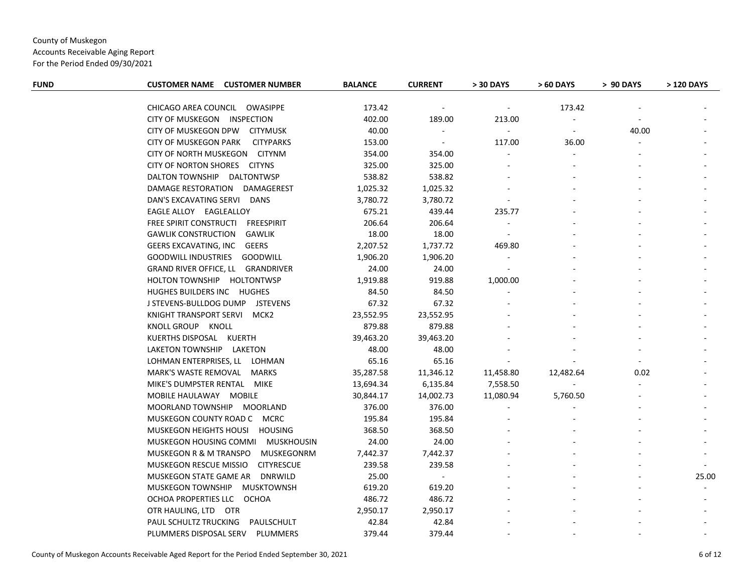County of Muskegon
Accounts Receivable Aging Report
For the Period Ended 09/30/2021

| FUND | CUSTOMER NAME CUSTOMER NUMBER | BALANCE | CURRENT | > 30 DAYS | > 60 DAYS | > 90 DAYS | > 120 DAYS |
|---|---|---|---|---|---|---|---|
| | CHICAGO AREA COUNCIL OWASIPPE | 173.42 | - | - | 173.42 | - | - |
| | CITY OF MUSKEGON INSPECTION | 402.00 | 189.00 | 213.00 | - | - | - |
| | CITY OF MUSKEGON DPW CITYMUSK | 40.00 | - | - | - | 40.00 | - |
| | CITY OF MUSKEGON PARK CITYPARKS | 153.00 | - | 117.00 | 36.00 | - | - |
| | CITY OF NORTH MUSKEGON CITYNM | 354.00 | 354.00 | - | - | - | - |
| | CITY OF NORTON SHORES CITYNS | 325.00 | 325.00 | - | - | - | - |
| | DALTON TOWNSHIP DALTONTWSP | 538.82 | 538.82 | - | - | - | - |
| | DAMAGE RESTORATION DAMAGEREST | 1,025.32 | 1,025.32 | - | - | - | - |
| | DAN'S EXCAVATING SERVI DANS | 3,780.72 | 3,780.72 | - | - | - | - |
| | EAGLE ALLOY EAGLEALLOY | 675.21 | 439.44 | 235.77 | - | - | - |
| | FREE SPIRIT CONSTRUCTI FREESPIRIT | 206.64 | 206.64 | - | - | - | - |
| | GAWLIK CONSTRUCTION GAWLIK | 18.00 | 18.00 | - | - | - | - |
| | GEERS EXCAVATING, INC GEERS | 2,207.52 | 1,737.72 | 469.80 | - | - | - |
| | GOODWILL INDUSTRIES GOODWILL | 1,906.20 | 1,906.20 | - | - | - | - |
| | GRAND RIVER OFFICE, LL GRANDRIVER | 24.00 | 24.00 | - | - | - | - |
| | HOLTON TOWNSHIP HOLTONTWSP | 1,919.88 | 919.88 | 1,000.00 | - | - | - |
| | HUGHES BUILDERS INC HUGHES | 84.50 | 84.50 | - | - | - | - |
| | J STEVENS-BULLDOG DUMP JSTEVENS | 67.32 | 67.32 | - | - | - | - |
| | KNIGHT TRANSPORT SERVI MCK2 | 23,552.95 | 23,552.95 | - | - | - | - |
| | KNOLL GROUP KNOLL | 879.88 | 879.88 | - | - | - | - |
| | KUERTHS DISPOSAL KUERTH | 39,463.20 | 39,463.20 | - | - | - | - |
| | LAKETON TOWNSHIP LAKETON | 48.00 | 48.00 | - | - | - | - |
| | LOHMAN ENTERPRISES, LL LOHMAN | 65.16 | 65.16 | - | - | - | - |
| | MARK'S WASTE REMOVAL MARKS | 35,287.58 | 11,346.12 | 11,458.80 | 12,482.64 | 0.02 | - |
| | MIKE'S DUMPSTER RENTAL MIKE | 13,694.34 | 6,135.84 | 7,558.50 | - | - | - |
| | MOBILE HAULAWAY MOBILE | 30,844.17 | 14,002.73 | 11,080.94 | 5,760.50 | - | - |
| | MOORLAND TOWNSHIP MOORLAND | 376.00 | 376.00 | - | - | - | - |
| | MUSKEGON COUNTY ROAD C MCRC | 195.84 | 195.84 | - | - | - | - |
| | MUSKEGON HEIGHTS HOUSI HOUSING | 368.50 | 368.50 | - | - | - | - |
| | MUSKEGON HOUSING COMMI MUSKHOUSIN | 24.00 | 24.00 | - | - | - | - |
| | MUSKEGON R & M TRANSPO MUSKEGONRM | 7,442.37 | 7,442.37 | - | - | - | - |
| | MUSKEGON RESCUE MISSIO CITYRESCUE | 239.58 | 239.58 | - | - | - | - |
| | MUSKEGON STATE GAME AR DNRWILD | 25.00 | - | - | - | - | 25.00 |
| | MUSKEGON TOWNSHIP MUSKTOWNSH | 619.20 | 619.20 | - | - | - | - |
| | OCHOA PROPERTIES LLC OCHOA | 486.72 | 486.72 | - | - | - | - |
| | OTR HAULING, LTD OTR | 2,950.17 | 2,950.17 | - | - | - | - |
| | PAUL SCHULTZ TRUCKING PAULSCHULT | 42.84 | 42.84 | - | - | - | - |
| | PLUMMERS DISPOSAL SERV PLUMMERS | 379.44 | 379.44 | - | - | - | - |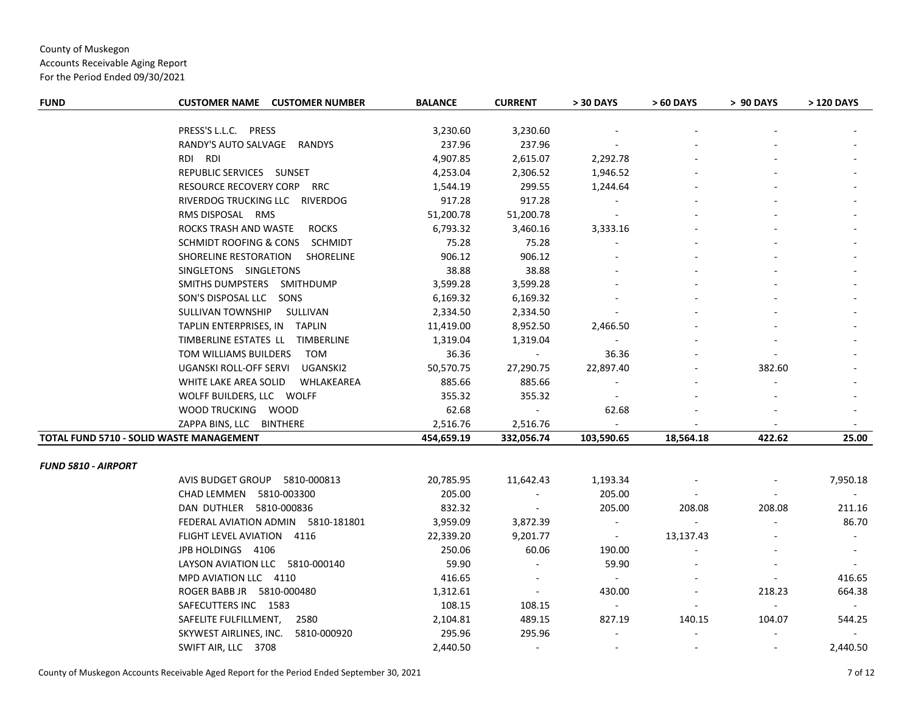County of Muskegon
Accounts Receivable Aging Report
For the Period Ended 09/30/2021

| FUND | CUSTOMER NAME CUSTOMER NUMBER | BALANCE | CURRENT | > 30 DAYS | > 60 DAYS | > 90 DAYS | > 120 DAYS |
|---|---|---|---|---|---|---|---|
| | PRESS'S L.L.C. PRESS | 3,230.60 | 3,230.60 | - | - | - | - |
| | RANDY'S AUTO SALVAGE RANDYS | 237.96 | 237.96 | - | - | - | - |
| | RDI RDI | 4,907.85 | 2,615.07 | 2,292.78 | - | - | - |
| | REPUBLIC SERVICES SUNSET | 4,253.04 | 2,306.52 | 1,946.52 | - | - | - |
| | RESOURCE RECOVERY CORP RRC | 1,544.19 | 299.55 | 1,244.64 | - | - | - |
| | RIVERDOG TRUCKING LLC RIVERDOG | 917.28 | 917.28 | - | - | - | - |
| | RMS DISPOSAL RMS | 51,200.78 | 51,200.78 | - | - | - | - |
| | ROCKS TRASH AND WASTE ROCKS | 6,793.32 | 3,460.16 | 3,333.16 | - | - | - |
| | SCHMIDT ROOFING & CONS SCHMIDT | 75.28 | 75.28 | - | - | - | - |
| | SHORELINE RESTORATION SHORELINE | 906.12 | 906.12 | - | - | - | - |
| | SINGLETONS SINGLETONS | 38.88 | 38.88 | - | - | - | - |
| | SMITHS DUMPSTERS SMITHDUMP | 3,599.28 | 3,599.28 | - | - | - | - |
| | SON'S DISPOSAL LLC SONS | 6,169.32 | 6,169.32 | - | - | - | - |
| | SULLIVAN TOWNSHIP SULLIVAN | 2,334.50 | 2,334.50 | - | - | - | - |
| | TAPLIN ENTERPRISES, IN TAPLIN | 11,419.00 | 8,952.50 | 2,466.50 | - | - | - |
| | TIMBERLINE ESTATES LL TIMBERLINE | 1,319.04 | 1,319.04 | - | - | - | - |
| | TOM WILLIAMS BUILDERS TOM | 36.36 | - | 36.36 | - | - | - |
| | UGANSKI ROLL-OFF SERVI UGANSKI2 | 50,570.75 | 27,290.75 | 22,897.40 | - | 382.60 | - |
| | WHITE LAKE AREA SOLID WHLAKEAREA | 885.66 | 885.66 | - | - | - | - |
| | WOLFF BUILDERS, LLC WOLFF | 355.32 | 355.32 | - | - | - | - |
| | WOOD TRUCKING WOOD | 62.68 | - | 62.68 | - | - | - |
| | ZAPPA BINS, LLC BINTHERE | 2,516.76 | 2,516.76 | - | - | - | - |
| **TOTAL FUND 5710 - SOLID WASTE MANAGEMENT** | | **454,659.19** | **332,056.74** | **103,590.65** | **18,564.18** | **422.62** | **25.00** |
| ***FUND 5810 - AIRPORT*** | | | | | | | |
| | AVIS BUDGET GROUP 5810-000813 | 20,785.95 | 11,642.43 | 1,193.34 | - | - | 7,950.18 |
| | CHAD LEMMEN 5810-003300 | 205.00 | - | 205.00 | - | - | - |
| | DAN DUTHLER 5810-000836 | 832.32 | - | 205.00 | 208.08 | 208.08 | 211.16 |
| | FEDERAL AVIATION ADMIN 5810-181801 | 3,959.09 | 3,872.39 | - | - | - | 86.70 |
| | FLIGHT LEVEL AVIATION 4116 | 22,339.20 | 9,201.77 | - | 13,137.43 | - | - |
| | JPB HOLDINGS 4106 | 250.06 | 60.06 | 190.00 | - | - | - |
| | LAYSON AVIATION LLC 5810-000140 | 59.90 | - | 59.90 | - | - | - |
| | MPD AVIATION LLC 4110 | 416.65 | - | - | - | - | 416.65 |
| | ROGER BABB JR 5810-000480 | 1,312.61 | - | 430.00 | - | 218.23 | 664.38 |
| | SAFECUTTERS INC 1583 | 108.15 | 108.15 | - | - | - | - |
| | SAFELITE FULFILLMENT, 2580 | 2,104.81 | 489.15 | 827.19 | 140.15 | 104.07 | 544.25 |
| | SKYWEST AIRLINES, INC. 5810-000920 | 295.96 | 295.96 | - | - | - | - |
| | SWIFT AIR, LLC 3708 | 2,440.50 | - | - | - | - | 2,440.50 |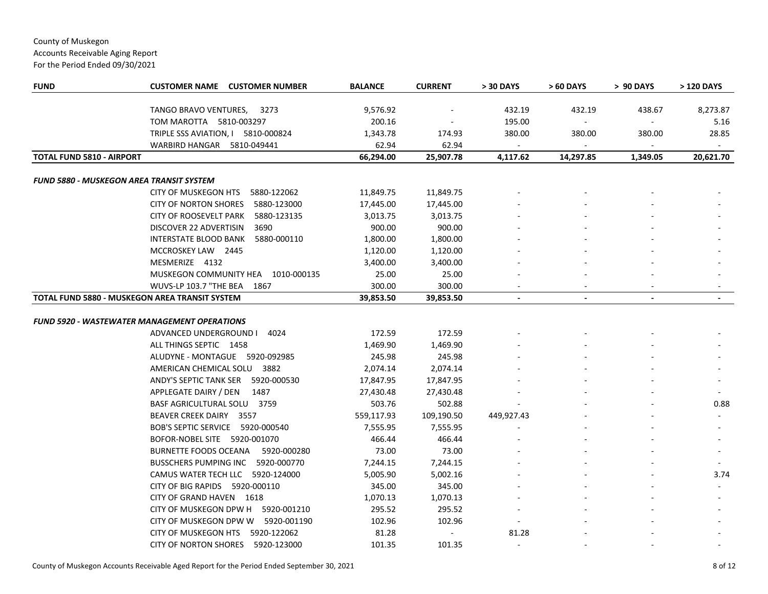County of Muskegon
Accounts Receivable Aging Report
For the Period Ended 09/30/2021

| FUND | CUSTOMER NAME CUSTOMER NUMBER | BALANCE | CURRENT | > 30 DAYS | > 60 DAYS | > 90 DAYS | > 120 DAYS |
|---|---|---|---|---|---|---|---|
| | TANGO BRAVO VENTURES, 3273 | 9,576.92 | - | 432.19 | 432.19 | 438.67 | 8,273.87 |
| | TOM MAROTTA 5810-003297 | 200.16 | - | 195.00 | - | - | 5.16 |
| | TRIPLE SSS AVIATION, I 5810-000824 | 1,343.78 | 174.93 | 380.00 | 380.00 | 380.00 | 28.85 |
| | WARBIRD HANGAR 5810-049441 | 62.94 | 62.94 | - | - | - | - |
| **TOTAL FUND 5810 - AIRPORT** | | **66,294.00** | **25,907.78** | **4,117.62** | **14,297.85** | **1,349.05** | **20,621.70** |
| ***FUND 5880 - MUSKEGON AREA TRANSIT SYSTEM*** | | | | | | | |
| | CITY OF MUSKEGON HTS 5880-122062 | 11,849.75 | 11,849.75 | - | - | - | - |
| | CITY OF NORTON SHORES 5880-123000 | 17,445.00 | 17,445.00 | - | - | - | - |
| | CITY OF ROOSEVELT PARK 5880-123135 | 3,013.75 | 3,013.75 | - | - | - | - |
| | DISCOVER 22 ADVERTISIN 3690 | 900.00 | 900.00 | - | - | - | - |
| | INTERSTATE BLOOD BANK 5880-000110 | 1,800.00 | 1,800.00 | - | - | - | - |
| | MCCROSKEY LAW 2445 | 1,120.00 | 1,120.00 | - | - | - | - |
| | MESMERIZE 4132 | 3,400.00 | 3,400.00 | - | - | - | - |
| | MUSKEGON COMMUNITY HEA 1010-000135 | 25.00 | 25.00 | - | - | - | - |
| | WUVS-LP 103.7 "THE BEA 1867 | 300.00 | 300.00 | - | - | - | - |
| **TOTAL FUND 5880 - MUSKEGON AREA TRANSIT SYSTEM** | | **39,853.50** | **39,853.50** | **-** | **-** | **-** | **-** |
| ***FUND 5920 - WASTEWATER MANAGEMENT OPERATIONS*** | | | | | | | |
| | ADVANCED UNDERGROUND I 4024 | 172.59 | 172.59 | - | - | - | - |
| | ALL THINGS SEPTIC 1458 | 1,469.90 | 1,469.90 | - | - | - | - |
| | ALUDYNE - MONTAGUE 5920-092985 | 245.98 | 245.98 | - | - | - | - |
| | AMERICAN CHEMICAL SOLU 3882 | 2,074.14 | 2,074.14 | - | - | - | - |
| | ANDY'S SEPTIC TANK SER 5920-000530 | 17,847.95 | 17,847.95 | - | - | - | - |
| | APPLEGATE DAIRY / DEN 1487 | 27,430.48 | 27,430.48 | - | - | - | - |
| | BASF AGRICULTURAL SOLU 3759 | 503.76 | 502.88 | - | - | - | 0.88 |
| | BEAVER CREEK DAIRY 3557 | 559,117.93 | 109,190.50 | 449,927.43 | - | - | - |
| | BOB'S SEPTIC SERVICE 5920-000540 | 7,555.95 | 7,555.95 | - | - | - | - |
| | BOFOR-NOBEL SITE 5920-001070 | 466.44 | 466.44 | - | - | - | - |
| | BURNETTE FOODS OCEANA 5920-000280 | 73.00 | 73.00 | - | - | - | - |
| | BUSSCHERS PUMPING INC 5920-000770 | 7,244.15 | 7,244.15 | - | - | - | - |
| | CAMUS WATER TECH LLC 5920-124000 | 5,005.90 | 5,002.16 | - | - | - | 3.74 |
| | CITY OF BIG RAPIDS 5920-000110 | 345.00 | 345.00 | - | - | - | - |
| | CITY OF GRAND HAVEN 1618 | 1,070.13 | 1,070.13 | - | - | - | - |
| | CITY OF MUSKEGON DPW H 5920-001210 | 295.52 | 295.52 | - | - | - | - |
| | CITY OF MUSKEGON DPW W 5920-001190 | 102.96 | 102.96 | - | - | - | - |
| | CITY OF MUSKEGON HTS 5920-122062 | 81.28 | - | 81.28 | - | - | - |
| | CITY OF NORTON SHORES 5920-123000 | 101.35 | 101.35 | - | - | - | - |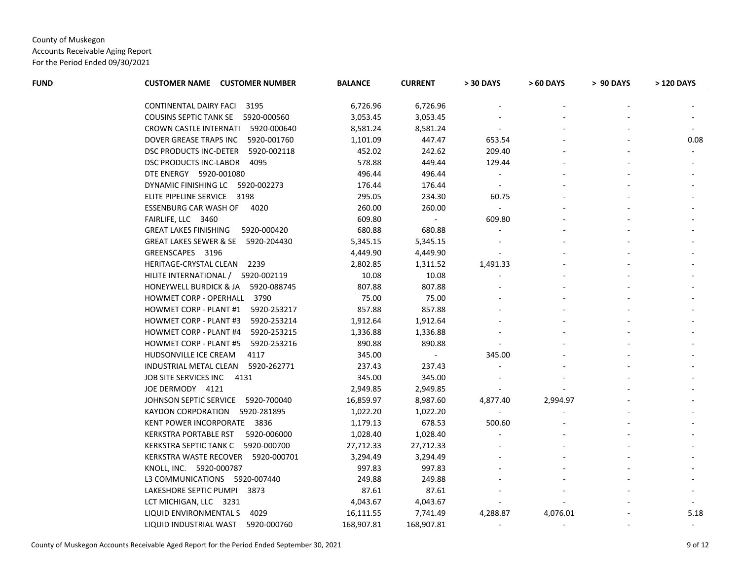County of Muskegon
Accounts Receivable Aging Report
For the Period Ended 09/30/2021

| FUND | CUSTOMER NAME CUSTOMER NUMBER | BALANCE | CURRENT | > 30 DAYS | > 60 DAYS | > 90 DAYS | > 120 DAYS |
|---|---|---|---|---|---|---|---|
| | CONTINENTAL DAIRY FACI 3195 | 6,726.96 | 6,726.96 | - | - | - | - |
| | COUSINS SEPTIC TANK SE 5920-000560 | 3,053.45 | 3,053.45 | - | - | - | - |
| | CROWN CASTLE INTERNATI 5920-000640 | 8,581.24 | 8,581.24 | - | - | - | - |
| | DOVER GREASE TRAPS INC 5920-001760 | 1,101.09 | 447.47 | 653.54 | - | - | 0.08 |
| | DSC PRODUCTS INC-DETER 5920-002118 | 452.02 | 242.62 | 209.40 | - | - | - |
| | DSC PRODUCTS INC-LABOR 4095 | 578.88 | 449.44 | 129.44 | - | - | - |
| | DTE ENERGY 5920-001080 | 496.44 | 496.44 | - | - | - | - |
| | DYNAMIC FINISHING LC 5920-002273 | 176.44 | 176.44 | - | - | - | - |
| | ELITE PIPELINE SERVICE 3198 | 295.05 | 234.30 | 60.75 | - | - | - |
| | ESSENBURG CAR WASH OF 4020 | 260.00 | 260.00 | - | - | - | - |
| | FAIRLIFE, LLC 3460 | 609.80 | - | 609.80 | - | - | - |
| | GREAT LAKES FINISHING 5920-000420 | 680.88 | 680.88 | - | - | - | - |
| | GREAT LAKES SEWER & SE 5920-204430 | 5,345.15 | 5,345.15 | - | - | - | - |
| | GREENSCAPES 3196 | 4,449.90 | 4,449.90 | - | - | - | - |
| | HERITAGE-CRYSTAL CLEAN 2239 | 2,802.85 | 1,311.52 | 1,491.33 | - | - | - |
| | HILITE INTERNATIONAL / 5920-002119 | 10.08 | 10.08 | - | - | - | - |
| | HONEYWELL BURDICK & JA 5920-088745 | 807.88 | 807.88 | - | - | - | - |
| | HOWMET CORP - OPERHALL 3790 | 75.00 | 75.00 | - | - | - | - |
| | HOWMET CORP - PLANT #1 5920-253217 | 857.88 | 857.88 | - | - | - | - |
| | HOWMET CORP - PLANT #3 5920-253214 | 1,912.64 | 1,912.64 | - | - | - | - |
| | HOWMET CORP - PLANT #4 5920-253215 | 1,336.88 | 1,336.88 | - | - | - | - |
| | HOWMET CORP - PLANT #5 5920-253216 | 890.88 | 890.88 | - | - | - | - |
| | HUDSONVILLE ICE CREAM 4117 | 345.00 | - | 345.00 | - | - | - |
| | INDUSTRIAL METAL CLEAN 5920-262771 | 237.43 | 237.43 | - | - | - | - |
| | JOB SITE SERVICES INC 4131 | 345.00 | 345.00 | - | - | - | - |
| | JOE DERMODY 4121 | 2,949.85 | 2,949.85 | - | - | - | - |
| | JOHNSON SEPTIC SERVICE 5920-700040 | 16,859.97 | 8,987.60 | 4,877.40 | 2,994.97 | - | - |
| | KAYDON CORPORATION 5920-281895 | 1,022.20 | 1,022.20 | - | - | - | - |
| | KENT POWER INCORPORATE 3836 | 1,179.13 | 678.53 | 500.60 | - | - | - |
| | KERKSTRA PORTABLE RST 5920-006000 | 1,028.40 | 1,028.40 | - | - | - | - |
| | KERKSTRA SEPTIC TANK C 5920-000700 | 27,712.33 | 27,712.33 | - | - | - | - |
| | KERKSTRA WASTE RECOVER 5920-000701 | 3,294.49 | 3,294.49 | - | - | - | - |
| | KNOLL, INC. 5920-000787 | 997.83 | 997.83 | - | - | - | - |
| | L3 COMMUNICATIONS 5920-007440 | 249.88 | 249.88 | - | - | - | - |
| | LAKESHORE SEPTIC PUMPI 3873 | 87.61 | 87.61 | - | - | - | - |
| | LCT MICHIGAN, LLC 3231 | 4,043.67 | 4,043.67 | - | - | - | - |
| | LIQUID ENVIRONMENTAL S 4029 | 16,111.55 | 7,741.49 | 4,288.87 | 4,076.01 | - | 5.18 |
| | LIQUID INDUSTRIAL WAST 5920-000760 | 168,907.81 | 168,907.81 | - | - | - | - |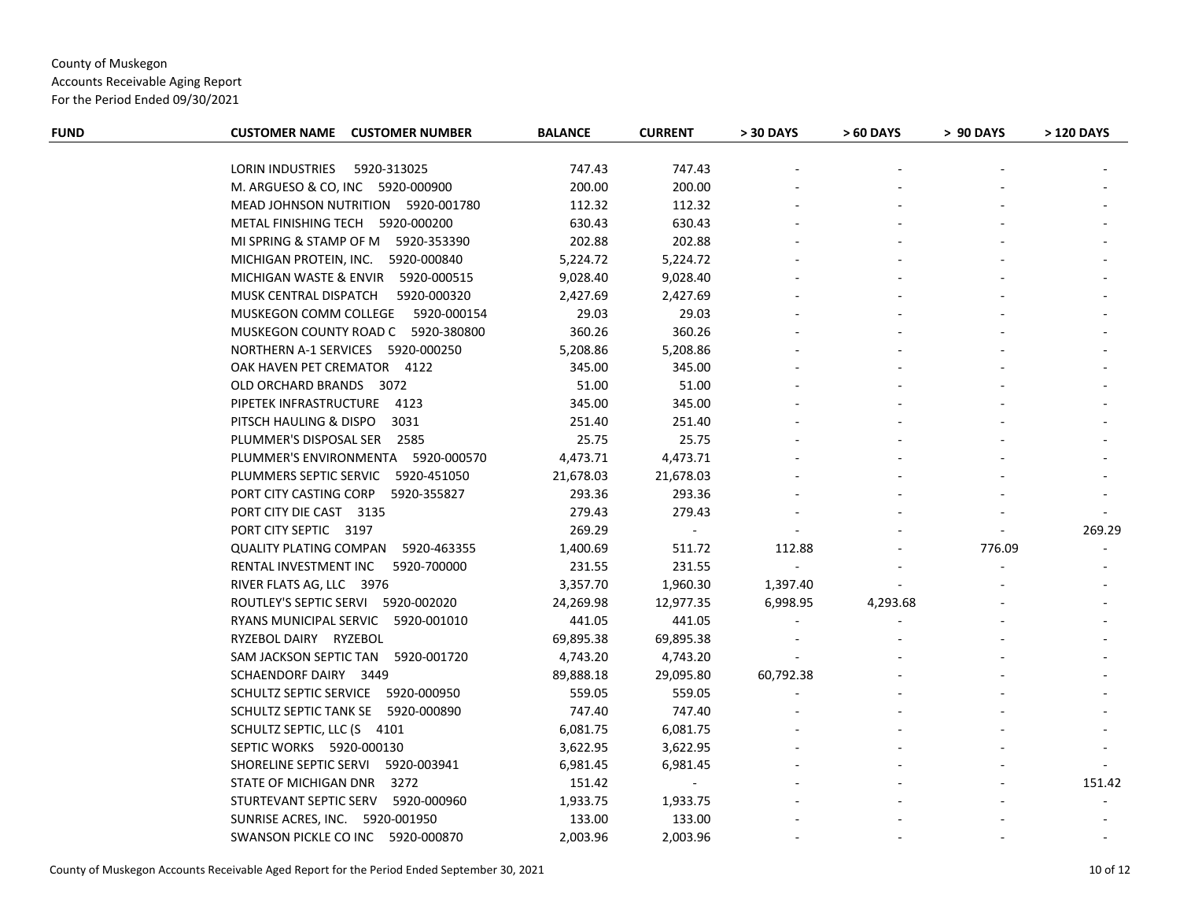County of Muskegon
Accounts Receivable Aging Report
For the Period Ended 09/30/2021

| FUND | CUSTOMER NAME CUSTOMER NUMBER | BALANCE | CURRENT | > 30 DAYS | > 60 DAYS | > 90 DAYS | > 120 DAYS |
|---|---|---|---|---|---|---|---|
| | LORIN INDUSTRIES 5920-313025 | 747.43 | 747.43 | - | - | - | - |
| | M. ARGUESO & CO, INC 5920-000900 | 200.00 | 200.00 | - | - | - | - |
| | MEAD JOHNSON NUTRITION 5920-001780 | 112.32 | 112.32 | - | - | - | - |
| | METAL FINISHING TECH 5920-000200 | 630.43 | 630.43 | - | - | - | - |
| | MI SPRING & STAMP OF M 5920-353390 | 202.88 | 202.88 | - | - | - | - |
| | MICHIGAN PROTEIN, INC. 5920-000840 | 5,224.72 | 5,224.72 | - | - | - | - |
| | MICHIGAN WASTE & ENVIR 5920-000515 | 9,028.40 | 9,028.40 | - | - | - | - |
| | MUSK CENTRAL DISPATCH 5920-000320 | 2,427.69 | 2,427.69 | - | - | - | - |
| | MUSKEGON COMM COLLEGE 5920-000154 | 29.03 | 29.03 | - | - | - | - |
| | MUSKEGON COUNTY ROAD C 5920-380800 | 360.26 | 360.26 | - | - | - | - |
| | NORTHERN A-1 SERVICES 5920-000250 | 5,208.86 | 5,208.86 | - | - | - | - |
| | OAK HAVEN PET CREMATOR 4122 | 345.00 | 345.00 | - | - | - | - |
| | OLD ORCHARD BRANDS 3072 | 51.00 | 51.00 | - | - | - | - |
| | PIPETEK INFRASTRUCTURE 4123 | 345.00 | 345.00 | - | - | - | - |
| | PITSCH HAULING & DISPO 3031 | 251.40 | 251.40 | - | - | - | - |
| | PLUMMER'S DISPOSAL SER 2585 | 25.75 | 25.75 | - | - | - | - |
| | PLUMMER'S ENVIRONMENTA 5920-000570 | 4,473.71 | 4,473.71 | - | - | - | - |
| | PLUMMERS SEPTIC SERVIC 5920-451050 | 21,678.03 | 21,678.03 | - | - | - | - |
| | PORT CITY CASTING CORP 5920-355827 | 293.36 | 293.36 | - | - | - | - |
| | PORT CITY DIE CAST 3135 | 279.43 | 279.43 | - | - | - | - |
| | PORT CITY SEPTIC 3197 | 269.29 | - | - | - | - | 269.29 |
| | QUALITY PLATING COMPAN 5920-463355 | 1,400.69 | 511.72 | 112.88 | - | 776.09 | - |
| | RENTAL INVESTMENT INC 5920-700000 | 231.55 | 231.55 | - | - | - | - |
| | RIVER FLATS AG, LLC 3976 | 3,357.70 | 1,960.30 | 1,397.40 | - | - | - |
| | ROUTLEY'S SEPTIC SERVI 5920-002020 | 24,269.98 | 12,977.35 | 6,998.95 | 4,293.68 | - | - |
| | RYANS MUNICIPAL SERVIC 5920-001010 | 441.05 | 441.05 | - | - | - | - |
| | RYZEBOL DAIRY RYZEBOL | 69,895.38 | 69,895.38 | - | - | - | - |
| | SAM JACKSON SEPTIC TAN 5920-001720 | 4,743.20 | 4,743.20 | - | - | - | - |
| | SCHAENDORF DAIRY 3449 | 89,888.18 | 29,095.80 | 60,792.38 | - | - | - |
| | SCHULTZ SEPTIC SERVICE 5920-000950 | 559.05 | 559.05 | - | - | - | - |
| | SCHULTZ SEPTIC TANK SE 5920-000890 | 747.40 | 747.40 | - | - | - | - |
| | SCHULTZ SEPTIC, LLC (S 4101 | 6,081.75 | 6,081.75 | - | - | - | - |
| | SEPTIC WORKS 5920-000130 | 3,622.95 | 3,622.95 | - | - | - | - |
| | SHORELINE SEPTIC SERVI 5920-003941 | 6,981.45 | 6,981.45 | - | - | - | - |
| | STATE OF MICHIGAN DNR 3272 | 151.42 | - | - | - | - | 151.42 |
| | STURTEVANT SEPTIC SERV 5920-000960 | 1,933.75 | 1,933.75 | - | - | - | - |
| | SUNRISE ACRES, INC. 5920-001950 | 133.00 | 133.00 | - | - | - | - |
| | SWANSON PICKLE CO INC 5920-000870 | 2,003.96 | 2,003.96 | - | - | - | - |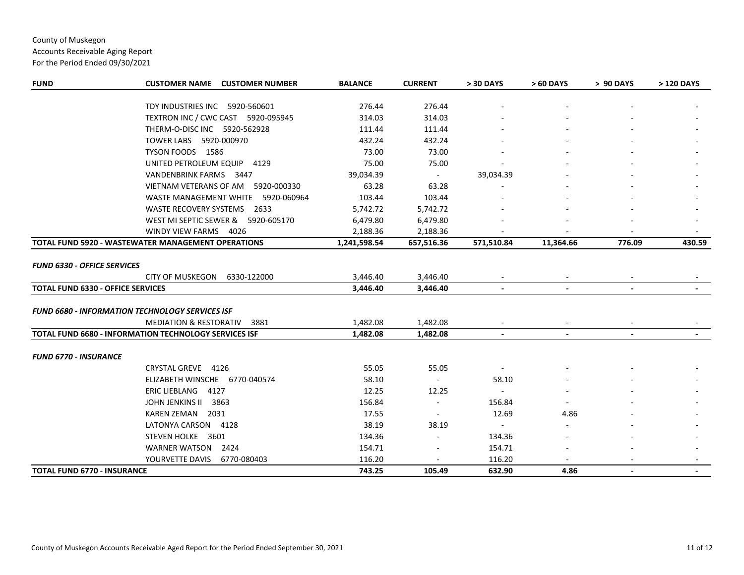County of Muskegon
Accounts Receivable Aging Report
For the Period Ended 09/30/2021

| FUND | CUSTOMER NAME CUSTOMER NUMBER | BALANCE | CURRENT | > 30 DAYS | > 60 DAYS | > 90 DAYS | > 120 DAYS |
|---|---|---|---|---|---|---|---|
| | TDY INDUSTRIES INC 5920-560601 | 276.44 | 276.44 | - | - | - | - |
| | TEXTRON INC / CWC CAST 5920-095945 | 314.03 | 314.03 | - | - | - | - |
| | THERM-O-DISC INC 5920-562928 | 111.44 | 111.44 | - | - | - | - |
| | TOWER LABS 5920-000970 | 432.24 | 432.24 | - | - | - | - |
| | TYSON FOODS 1586 | 73.00 | 73.00 | - | - | - | - |
| | UNITED PETROLEUM EQUIP 4129 | 75.00 | 75.00 | - | - | - | - |
| | VANDENBRINK FARMS 3447 | 39,034.39 | - | 39,034.39 | - | - | - |
| | VIETNAM VETERANS OF AM 5920-000330 | 63.28 | 63.28 | - | - | - | - |
| | WASTE MANAGEMENT WHITE 5920-060964 | 103.44 | 103.44 | - | - | - | - |
| | WASTE RECOVERY SYSTEMS 2633 | 5,742.72 | 5,742.72 | - | - | - | - |
| | WEST MI SEPTIC SEWER & 5920-605170 | 6,479.80 | 6,479.80 | - | - | - | - |
| | WINDY VIEW FARMS 4026 | 2,188.36 | 2,188.36 | - | - | - | - |
| **TOTAL FUND 5920 - WASTEWATER MANAGEMENT OPERATIONS** | | **1,241,598.54** | **657,516.36** | **571,510.84** | **11,364.66** | **776.09** | **430.59** |
| ***FUND 6330 - OFFICE SERVICES*** | | | | | | | |
| | CITY OF MUSKEGON 6330-122000 | 3,446.40 | 3,446.40 | - | - | - | - |
| **TOTAL FUND 6330 - OFFICE SERVICES** | | **3,446.40** | **3,446.40** | **-** | **-** | **-** | **-** |
| ***FUND 6680 - INFORMATION TECHNOLOGY SERVICES ISF*** | | | | | | | |
| | MEDIATION & RESTORATIV 3881 | 1,482.08 | 1,482.08 | - | - | - | - |
| **TOTAL FUND 6680 - INFORMATION TECHNOLOGY SERVICES ISF** | | **1,482.08** | **1,482.08** | **-** | **-** | **-** | **-** |
| ***FUND 6770 - INSURANCE*** | | | | | | | |
| | CRYSTAL GREVE 4126 | 55.05 | 55.05 | - | - | - | - |
| | ELIZABETH WINSCHE 6770-040574 | 58.10 | - | 58.10 | - | - | - |
| | ERIC LIEBLANG 4127 | 12.25 | 12.25 | - | - | - | - |
| | JOHN JENKINS II 3863 | 156.84 | - | 156.84 | - | - | - |
| | KAREN ZEMAN 2031 | 17.55 | - | 12.69 | 4.86 | - | - |
| | LATONYA CARSON 4128 | 38.19 | 38.19 | - | - | - | - |
| | STEVEN HOLKE 3601 | 134.36 | - | 134.36 | - | - | - |
| | WARNER WATSON 2424 | 154.71 | - | 154.71 | - | - | - |
| | YOURVETTE DAVIS 6770-080403 | 116.20 | - | 116.20 | - | - | - |
| **TOTAL FUND 6770 - INSURANCE** | | **743.25** | **105.49** | **632.90** | **4.86** | **-** | **-** |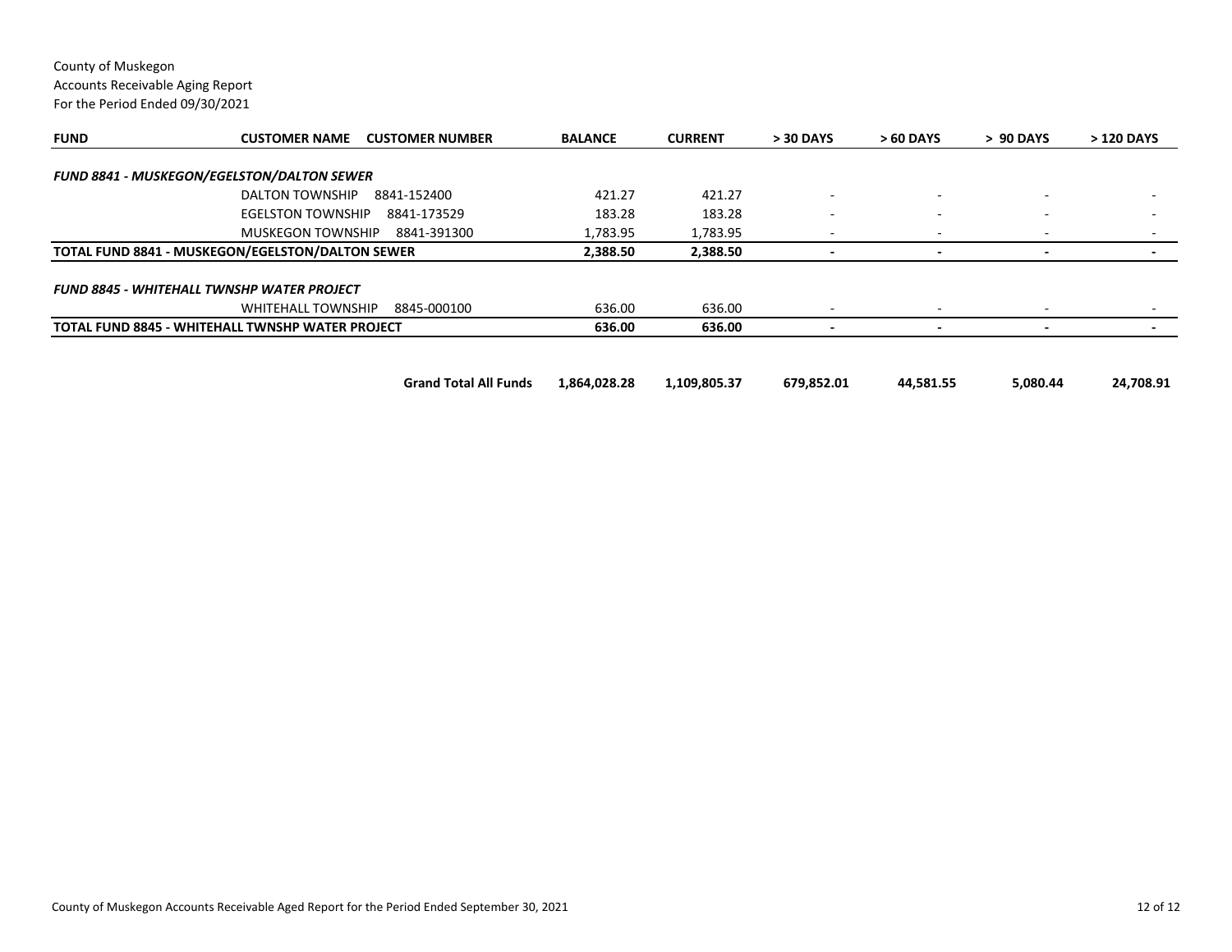County of Muskegon
Accounts Receivable Aging Report
For the Period Ended 09/30/2021

| FUND | CUSTOMER NAME | CUSTOMER NUMBER | BALANCE | CURRENT | > 30 DAYS | > 60 DAYS | > 90 DAYS | > 120 DAYS |
|---|---|---|---|---|---|---|---|---|
| *FUND 8841 - MUSKEGON/EGELSTON/DALTON SEWER* | | | | | | | | |
| | DALTON TOWNSHIP | 8841-152400 | 421.27 | 421.27 | - | - | - | - |
| | EGELSTON TOWNSHIP | 8841-173529 | 183.28 | 183.28 | - | - | - | - |
| | MUSKEGON TOWNSHIP | 8841-391300 | 1,783.95 | 1,783.95 | - | - | - | - |
| **TOTAL FUND 8841 - MUSKEGON/EGELSTON/DALTON SEWER** | | | **2,388.50** | **2,388.50** | **-** | **-** | **-** | **-** |
| *FUND 8845 - WHITEHALL TWNSHP WATER PROJECT* | | | | | | | | |
| | WHITEHALL TOWNSHIP | 8845-000100 | 636.00 | 636.00 | - | - | - | - |
| **TOTAL FUND 8845 - WHITEHALL TWNSHP WATER PROJECT** | | | **636.00** | **636.00** | **-** | **-** | **-** | **-** |
| | | **Grand Total All Funds** | **1,864,028.28** | **1,109,805.37** | **679,852.01** | **44,581.55** | **5,080.44** | **24,708.91** |